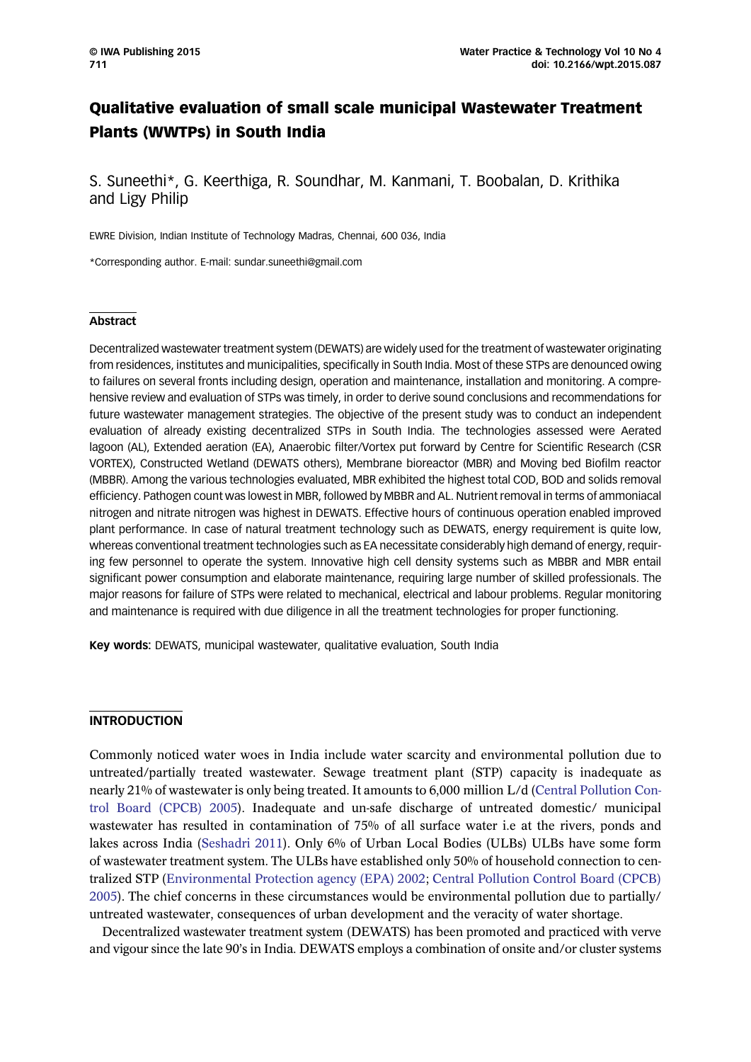# Qualitative evaluation of small scale municipal Wastewater Treatment Plants (WWTPs) in South India

S. Suneethi*, G. Keerthiga, R. Soundhar, M. Kanmani, T. Boobalan, D. Krithika and Ligy Philip

EWRE Division, Indian Institute of Technology Madras, Chennai, 600 036, India

*Corresponding author. E-mail: sundar.suneethi@gmail.com

## Abstract

Decentralized wastewater treatment system (DEWATS) are widely used for the treatment of wastewater originating from residences, institutes and municipalities, specifically in South India. Most of these STPs are denounced owing to failures on several fronts including design, operation and maintenance, installation and monitoring. A comprehensive review and evaluation of STPs was timely, in order to derive sound conclusions and recommendations for future wastewater management strategies. The objective of the present study was to conduct an independent evaluation of already existing decentralized STPs in South India. The technologies assessed were Aerated lagoon (AL), Extended aeration (EA), Anaerobic filter/Vortex put forward by Centre for Scientific Research (CSR VORTEX), Constructed Wetland (DEWATS others), Membrane bioreactor (MBR) and Moving bed Biofilm reactor (MBBR). Among the various technologies evaluated, MBR exhibited the highest total COD, BOD and solids removal efficiency. Pathogen count was lowest in MBR, followed by MBBR and AL. Nutrient removal in terms of ammoniacal nitrogen and nitrate nitrogen was highest in DEWATS. Effective hours of continuous operation enabled improved plant performance. In case of natural treatment technology such as DEWATS, energy requirement is quite low, whereas conventional treatment technologies such as EA necessitate considerably high demand of energy, requiring few personnel to operate the system. Innovative high cell density systems such as MBBR and MBR entail significant power consumption and elaborate maintenance, requiring large number of skilled professionals. The major reasons for failure of STPs were related to mechanical, electrical and labour problems. Regular monitoring and maintenance is required with due diligence in all the treatment technologies for proper functioning.

**Key words:** DEWATS, municipal wastewater, qualitative evaluation, South India

## INTRODUCTION

Commonly noticed water woes in India include water scarcity and environmental pollution due to untreated/partially treated wastewater. Sewage treatment plant (STP) capacity is inadequate as nearly 21% of wastewater is only being treated. It amounts to 6,000 million L/d (Central Pollution Control Board (CPCB) 2005). Inadequate and un-safe discharge of untreated domestic/ municipal wastewater has resulted in contamination of 75% of all surface water i.e at the rivers, ponds and lakes across India (Seshadri 2011). Only 6% of Urban Local Bodies (ULBs) ULBs have some form of wastewater treatment system. The ULBs have established only 50% of household connection to centralized STP (Environmental Protection agency (EPA) 2002; Central Pollution Control Board (CPCB) 2005). The chief concerns in these circumstances would be environmental pollution due to partially/ untreated wastewater, consequences of urban development and the veracity of water shortage.

Decentralized wastewater treatment system (DEWATS) has been promoted and practiced with verve and vigour since the late 90's in India. DEWATS employs a combination of onsite and/or cluster systems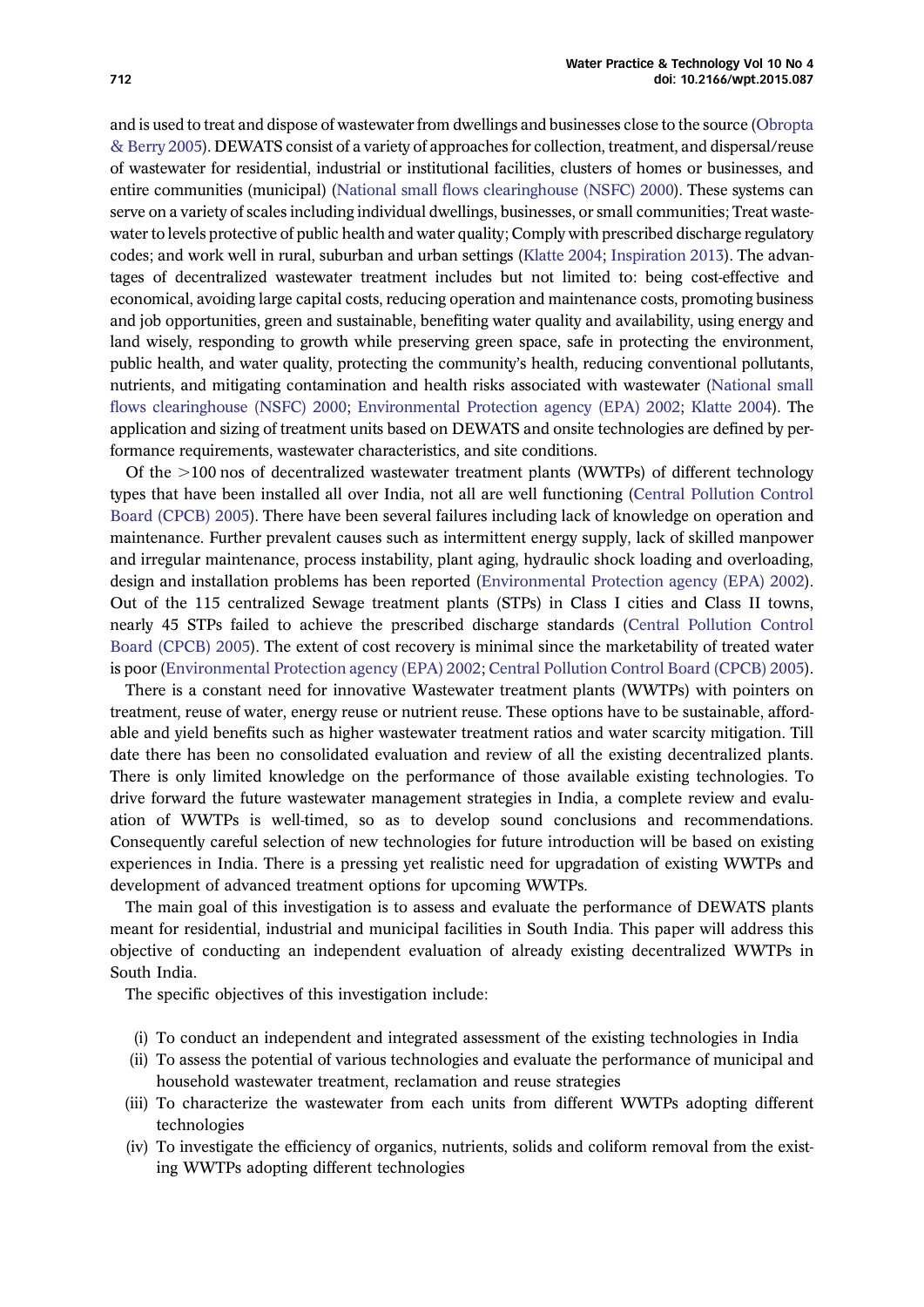and is used to treat and dispose of wastewater from dwellings and businesses close to the source (Obropta & Berry 2005). DEWATS consist of a variety of approaches for collection, treatment, and dispersal/reuse of wastewater for residential, industrial or institutional facilities, clusters of homes or businesses, and entire communities (municipal) (National small flows clearinghouse (NSFC) 2000). These systems can serve on a variety of scales including individual dwellings, businesses, or small communities; Treat wastewater to levels protective of public health and water quality; Comply with prescribed discharge regulatory codes; and work well in rural, suburban and urban settings (Klatte 2004; Inspiration 2013). The advantages of decentralized wastewater treatment includes but not limited to: being cost-effective and economical, avoiding large capital costs, reducing operation and maintenance costs, promoting business and job opportunities, green and sustainable, benefiting water quality and availability, using energy and land wisely, responding to growth while preserving green space, safe in protecting the environment, public health, and water quality, protecting the community's health, reducing conventional pollutants, nutrients, and mitigating contamination and health risks associated with wastewater (National small flows clearinghouse (NSFC) 2000; Environmental Protection agency (EPA) 2002; Klatte 2004). The application and sizing of treatment units based on DEWATS and onsite technologies are defined by performance requirements, wastewater characteristics, and site conditions.

Of the >100 nos of decentralized wastewater treatment plants (WWTPs) of different technology types that have been installed all over India, not all are well functioning (Central Pollution Control Board (CPCB) 2005). There have been several failures including lack of knowledge on operation and maintenance. Further prevalent causes such as intermittent energy supply, lack of skilled manpower and irregular maintenance, process instability, plant aging, hydraulic shock loading and overloading, design and installation problems has been reported (Environmental Protection agency (EPA) 2002). Out of the 115 centralized Sewage treatment plants (STPs) in Class I cities and Class II towns, nearly 45 STPs failed to achieve the prescribed discharge standards (Central Pollution Control Board (CPCB) 2005). The extent of cost recovery is minimal since the marketability of treated water is poor (Environmental Protection agency (EPA) 2002; Central Pollution Control Board (CPCB) 2005).

There is a constant need for innovative Wastewater treatment plants (WWTPs) with pointers on treatment, reuse of water, energy reuse or nutrient reuse. These options have to be sustainable, affordable and yield benefits such as higher wastewater treatment ratios and water scarcity mitigation. Till date there has been no consolidated evaluation and review of all the existing decentralized plants. There is only limited knowledge on the performance of those available existing technologies. To drive forward the future wastewater management strategies in India, a complete review and evaluation of WWTPs is well-timed, so as to develop sound conclusions and recommendations. Consequently careful selection of new technologies for future introduction will be based on existing experiences in India. There is a pressing yet realistic need for upgradation of existing WWTPs and development of advanced treatment options for upcoming WWTPs.

The main goal of this investigation is to assess and evaluate the performance of DEWATS plants meant for residential, industrial and municipal facilities in South India. This paper will address this objective of conducting an independent evaluation of already existing decentralized WWTPs in South India.

The specific objectives of this investigation include:

(i) To conduct an independent and integrated assessment of the existing technologies in India
(ii) To assess the potential of various technologies and evaluate the performance of municipal and household wastewater treatment, reclamation and reuse strategies
(iii) To characterize the wastewater from each units from different WWTPs adopting different technologies
(iv) To investigate the efficiency of organics, nutrients, solids and coliform removal from the existing WWTPs adopting different technologies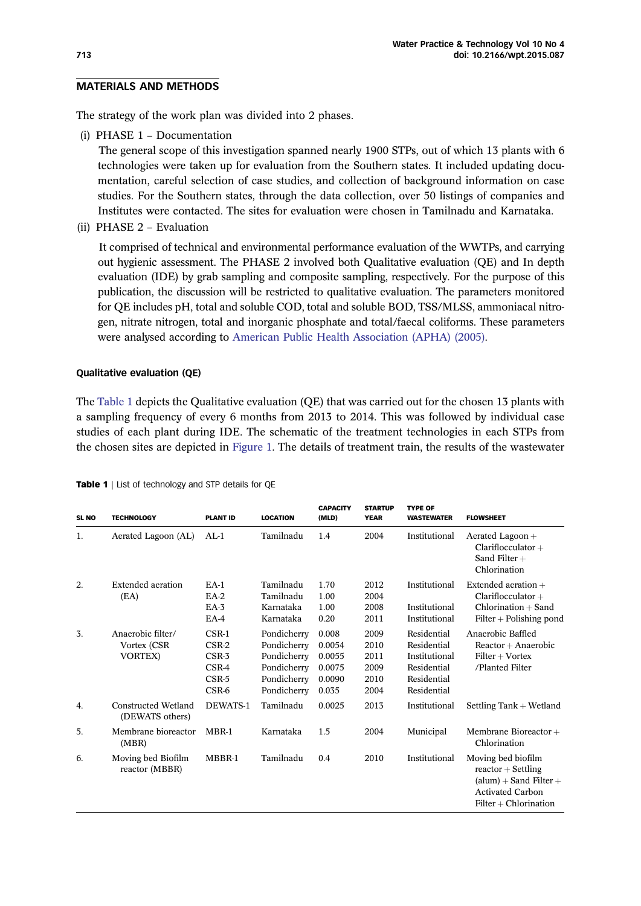## MATERIALS AND METHODS

The strategy of the work plan was divided into 2 phases.

(i) PHASE 1 – Documentation

The general scope of this investigation spanned nearly 1900 STPs, out of which 13 plants with 6 technologies were taken up for evaluation from the Southern states. It included updating documentation, careful selection of case studies, and collection of background information on case studies. For the Southern states, through the data collection, over 50 listings of companies and Institutes were contacted. The sites for evaluation were chosen in Tamilnadu and Karnataka.

(ii) PHASE 2 – Evaluation

It comprised of technical and environmental performance evaluation of the WWTPs, and carrying out hygienic assessment. The PHASE 2 involved both Qualitative evaluation (QE) and In depth evaluation (IDE) by grab sampling and composite sampling, respectively. For the purpose of this publication, the discussion will be restricted to qualitative evaluation. The parameters monitored for QE includes pH, total and soluble COD, total and soluble BOD, TSS/MLSS, ammoniacal nitrogen, nitrate nitrogen, total and inorganic phosphate and total/faecal coliforms. These parameters were analysed according to American Public Health Association (APHA) (2005).

### Qualitative evaluation (QE)

The Table 1 depicts the Qualitative evaluation (QE) that was carried out for the chosen 13 plants with a sampling frequency of every 6 months from 2013 to 2014. This was followed by individual case studies of each plant during IDE. The schematic of the treatment technologies in each STPs from the chosen sites are depicted in Figure 1. The details of treatment train, the results of the wastewater

**Table 1** | List of technology and STP details for QE

| SL NO | TECHNOLOGY | PLANT ID | LOCATION | CAPACITY (MLD) | STARTUP YEAR | TYPE OF WASTEWATER | FLOWSHEET |
|---|---|---|---|---|---|---|---|
| 1. | Aerated Lagoon (AL) | AL-1 | Tamilnadu | 1.4 | 2004 | Institutional | Aerated Lagoon + Clariflocculator + Sand Filter + Chlorination |
| 2. | Extended aeration (EA) | EA-1 | Tamilnadu | 1.70 | 2012 | Institutional | Extended aeration + Clariflocculator + Chlorination + Sand Filter + Polishing pond |
| | | EA-2 | Tamilnadu | 1.00 | 2004 | | |
| | | EA-3 | Karnataka | 1.00 | 2008 | Institutional | |
| | | EA-4 | Karnataka | 0.20 | 2011 | Institutional | |
| 3. | Anaerobic filter/ Vortex (CSR VORTEX) | CSR-1 | Pondicherry | 0.008 | 2009 | Residential | Anaerobic Baffled Reactor + Anaerobic Filter + Vortex /Planted Filter |
| | | CSR-2 | Pondicherry | 0.0054 | 2010 | Residential | |
| | | CSR-3 | Pondicherry | 0.0055 | 2011 | Institutional | |
| | | CSR-4 | Pondicherry | 0.0075 | 2009 | Residential | |
| | | CSR-5 | Pondicherry | 0.0090 | 2010 | Residential | |
| | | CSR-6 | Pondicherry | 0.035 | 2004 | Residential | |
| 4. | Constructed Wetland (DEWATS others) | DEWATS-1 | Tamilnadu | 0.0025 | 2013 | Institutional | Settling Tank + Wetland |
| 5. | Membrane bioreactor (MBR) | MBR-1 | Karnataka | 1.5 | 2004 | Municipal | Membrane Bioreactor + Chlorination |
| 6. | Moving bed Biofilm reactor (MBBR) | MBBR-1 | Tamilnadu | 0.4 | 2010 | Institutional | Moving bed biofilm reactor + Settling (alum) + Sand Filter + Activated Carbon Filter + Chlorination |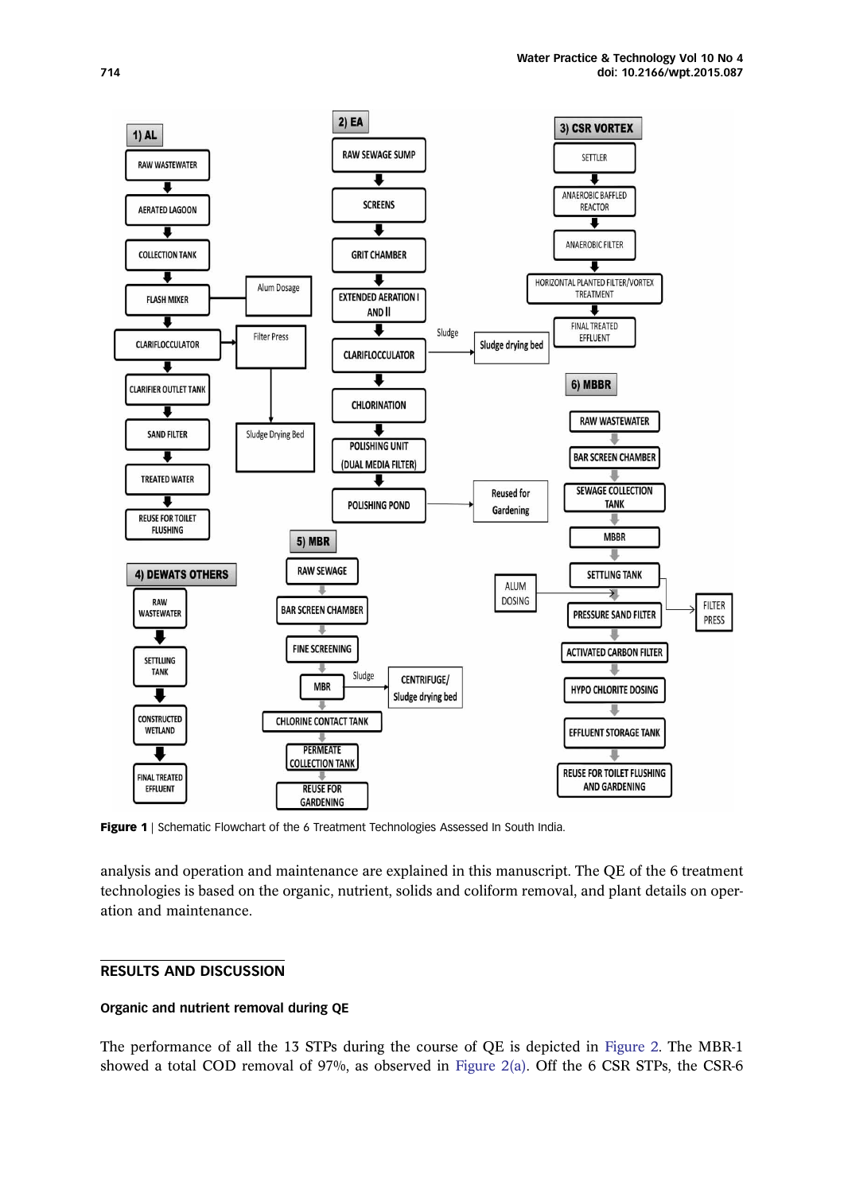**1) AL**

RAW WASTEWATER → AERATED LAGOON → COLLECTION TANK → FLASH MIXER (Alum Dosage) → CLARIFLOCCULATOR (→ Filter Press → Sludge Drying Bed) → CLARIFIER OUTLET TANK → SAND FILTER → TREATED WATER → REUSE FOR TOILET FLUSHING

**2) EA**

RAW SEWAGE SUMP → SCREENS → GRIT CHAMBER → EXTENDED AERATION I AND II → CLARIFLOCCULATOR (Sludge → Sludge drying bed) → CHLORINATION → POLISHING UNIT (DUAL MEDIA FILTER) → POLISHING POND (→ Reused for Gardening)

**3) CSR VORTEX**

SETTLER → ANAEROBIC BAFFLED REACTOR → ANAEROBIC FILTER → HORIZONTAL PLANTED FILTER/VORTEX TREATMENT → FINAL TREATED EFFLUENT

**4) DEWATS OTHERS**

RAW WASTEWATER → SETTLING TANK → CONSTRUCTED WETLAND → FINAL TREATED EFFLUENT

**5) MBR**

RAW SEWAGE → BAR SCREEN CHAMBER → FINE SCREENING → MBR (Sludge → CENTRIFUGE/ Sludge drying bed) → CHLORINE CONTACT TANK → PERMEATE COLLECTION TANK → REUSE FOR GARDENING

**6) MBBR**

RAW WASTEWATER → BAR SCREEN CHAMBER → SEWAGE COLLECTION TANK → MBBR → SETTLING TANK (→ FILTER PRESS) → (ALUM DOSING) PRESSURE SAND FILTER → ACTIVATED CARBON FILTER → HYPO CHLORITE DOSING → EFFLUENT STORAGE TANK → REUSE FOR TOILET FLUSHING AND GARDENING

**Figure 1** | Schematic Flowchart of the 6 Treatment Technologies Assessed In South India.

analysis and operation and maintenance are explained in this manuscript. The QE of the 6 treatment technologies is based on the organic, nutrient, solids and coliform removal, and plant details on operation and maintenance.

## RESULTS AND DISCUSSION

### Organic and nutrient removal during QE

The performance of all the 13 STPs during the course of QE is depicted in Figure 2. The MBR-1 showed a total COD removal of 97%, as observed in Figure 2(a). Off the 6 CSR STPs, the CSR-6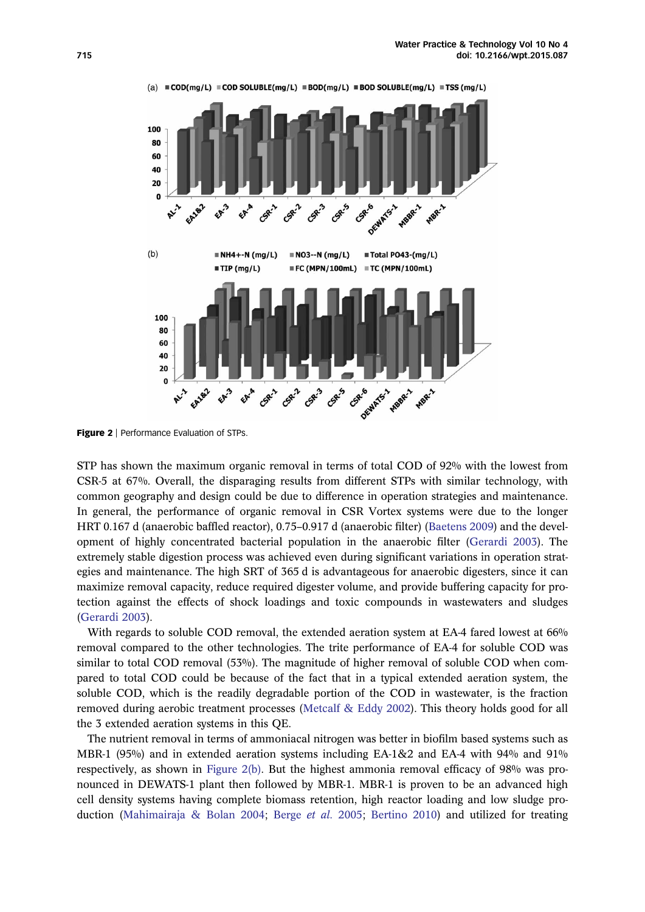Figure 2 | Performance Evaluation of STPs.

STP has shown the maximum organic removal in terms of total COD of 92% with the lowest from CSR-5 at 67%. Overall, the disparaging results from different STPs with similar technology, with common geography and design could be due to difference in operation strategies and maintenance. In general, the performance of organic removal in CSR Vortex systems were due to the longer HRT 0.167 d (anaerobic baffled reactor), 0.75–0.917 d (anaerobic filter) (Baetens 2009) and the development of highly concentrated bacterial population in the anaerobic filter (Gerardi 2003). The extremely stable digestion process was achieved even during significant variations in operation strategies and maintenance. The high SRT of 365 d is advantageous for anaerobic digesters, since it can maximize removal capacity, reduce required digester volume, and provide buffering capacity for protection against the effects of shock loadings and toxic compounds in wastewaters and sludges (Gerardi 2003).

With regards to soluble COD removal, the extended aeration system at EA-4 fared lowest at 66% removal compared to the other technologies. The trite performance of EA-4 for soluble COD was similar to total COD removal (53%). The magnitude of higher removal of soluble COD when compared to total COD could be because of the fact that in a typical extended aeration system, the soluble COD, which is the readily degradable portion of the COD in wastewater, is the fraction removed during aerobic treatment processes (Metcalf & Eddy 2002). This theory holds good for all the 3 extended aeration systems in this QE.

The nutrient removal in terms of ammoniacal nitrogen was better in biofilm based systems such as MBR-1 (95%) and in extended aeration systems including EA-1&2 and EA-4 with 94% and 91% respectively, as shown in Figure 2(b). But the highest ammonia removal efficacy of 98% was pronounced in DEWATS-1 plant then followed by MBR-1. MBR-1 is proven to be an advanced high cell density systems having complete biomass retention, high reactor loading and low sludge production (Mahimairaja & Bolan 2004; Berge *et al.* 2005; Bertino 2010) and utilized for treating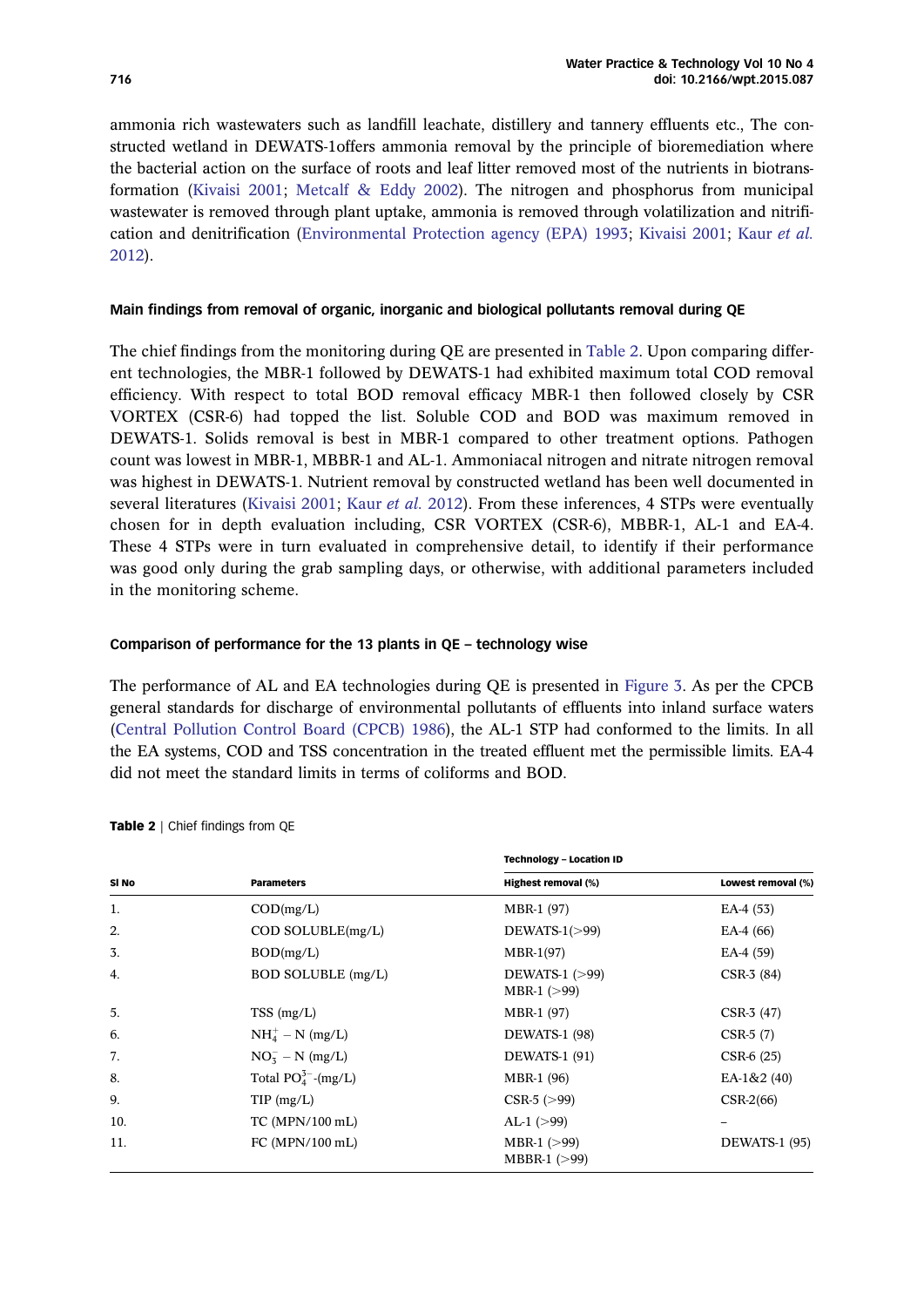ammonia rich wastewaters such as landfill leachate, distillery and tannery effluents etc., The constructed wetland in DEWATS-1offers ammonia removal by the principle of bioremediation where the bacterial action on the surface of roots and leaf litter removed most of the nutrients in biotransformation (Kivaisi 2001; Metcalf & Eddy 2002). The nitrogen and phosphorus from municipal wastewater is removed through plant uptake, ammonia is removed through volatilization and nitrification and denitrification (Environmental Protection agency (EPA) 1993; Kivaisi 2001; Kaur *et al.* 2012).

### Main findings from removal of organic, inorganic and biological pollutants removal during QE

The chief findings from the monitoring during QE are presented in Table 2. Upon comparing different technologies, the MBR-1 followed by DEWATS-1 had exhibited maximum total COD removal efficiency. With respect to total BOD removal efficacy MBR-1 then followed closely by CSR VORTEX (CSR-6) had topped the list. Soluble COD and BOD was maximum removed in DEWATS-1. Solids removal is best in MBR-1 compared to other treatment options. Pathogen count was lowest in MBR-1, MBBR-1 and AL-1. Ammoniacal nitrogen and nitrate nitrogen removal was highest in DEWATS-1. Nutrient removal by constructed wetland has been well documented in several literatures (Kivaisi 2001; Kaur *et al.* 2012). From these inferences, 4 STPs were eventually chosen for in depth evaluation including, CSR VORTEX (CSR-6), MBBR-1, AL-1 and EA-4. These 4 STPs were in turn evaluated in comprehensive detail, to identify if their performance was good only during the grab sampling days, or otherwise, with additional parameters included in the monitoring scheme.

### Comparison of performance for the 13 plants in QE – technology wise

The performance of AL and EA technologies during QE is presented in Figure 3. As per the CPCB general standards for discharge of environmental pollutants of effluents into inland surface waters (Central Pollution Control Board (CPCB) 1986), the AL-1 STP had conformed to the limits. In all the EA systems, COD and TSS concentration in the treated effluent met the permissible limits. EA-4 did not meet the standard limits in terms of coliforms and BOD.

**Table 2** | Chief findings from QE

| Sl No | Parameters | Technology – Location ID | |
|---|---|---|---|
| | | **Highest removal (%)** | **Lowest removal (%)** |
| 1. | COD(mg/L) | MBR-1 (97) | EA-4 (53) |
| 2. | COD SOLUBLE(mg/L) | DEWATS-1(>99) | EA-4 (66) |
| 3. | BOD(mg/L) | MBR-1(97) | EA-4 (59) |
| 4. | BOD SOLUBLE (mg/L) | DEWATS-1 (>99) MBR-1 (>99) | CSR-3 (84) |
| 5. | TSS (mg/L) | MBR-1 (97) | CSR-3 (47) |
| 6. | $NH_4^+ - N$ (mg/L) | DEWATS-1 (98) | CSR-5 (7) |
| 7. | $NO_3^- - N$ (mg/L) | DEWATS-1 (91) | CSR-6 (25) |
| 8. | Total $PO_4^{3-}$-(mg/L) | MBR-1 (96) | EA-1&2 (40) |
| 9. | TIP (mg/L) | CSR-5 (>99) | CSR-2(66) |
| 10. | TC (MPN/100 mL) | AL-1 (>99) | – |
| 11. | FC (MPN/100 mL) | MBR-1 (>99) MBBR-1 (>99) | DEWATS-1 (95) |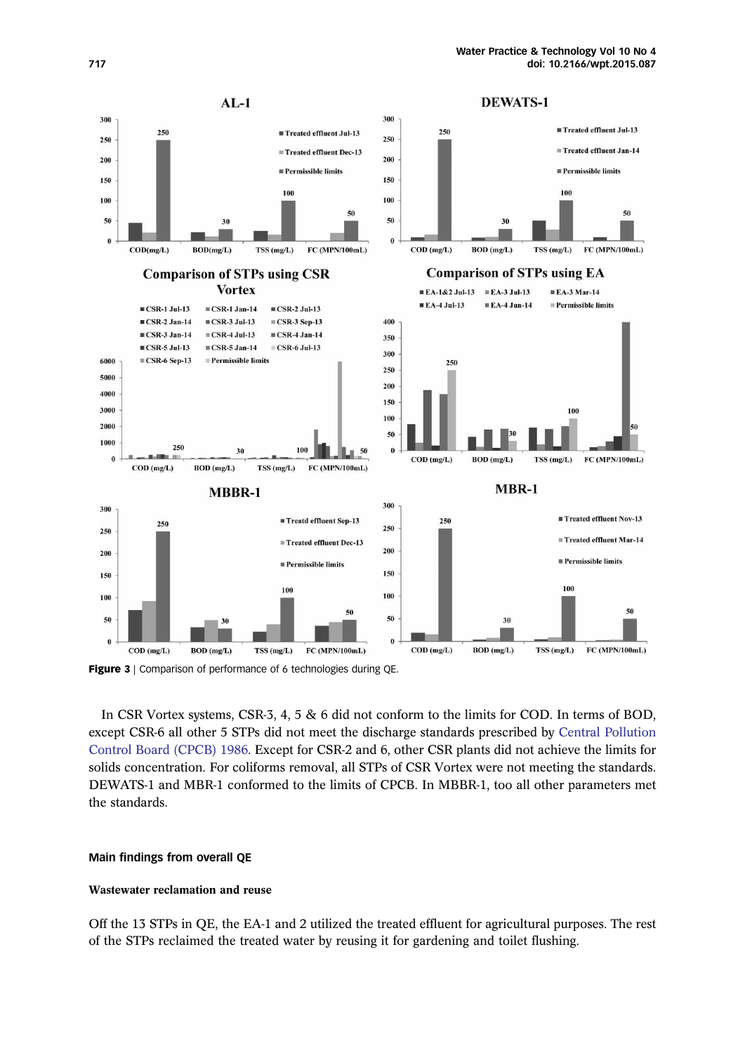Figure 3 | Comparison of performance of 6 technologies during QE.

In CSR Vortex systems, CSR-3, 4, 5 & 6 did not conform to the limits for COD. In terms of BOD, except CSR-6 all other 5 STPs did not meet the discharge standards prescribed by Central Pollution Control Board (CPCB) 1986. Except for CSR-2 and 6, other CSR plants did not achieve the limits for solids concentration. For coliforms removal, all STPs of CSR Vortex were not meeting the standards. DEWATS-1 and MBR-1 conformed to the limits of CPCB. In MBBR-1, too all other parameters met the standards.

## Main findings from overall QE

### Wastewater reclamation and reuse

Off the 13 STPs in QE, the EA-1 and 2 utilized the treated effluent for agricultural purposes. The rest of the STPs reclaimed the treated water by reusing it for gardening and toilet flushing.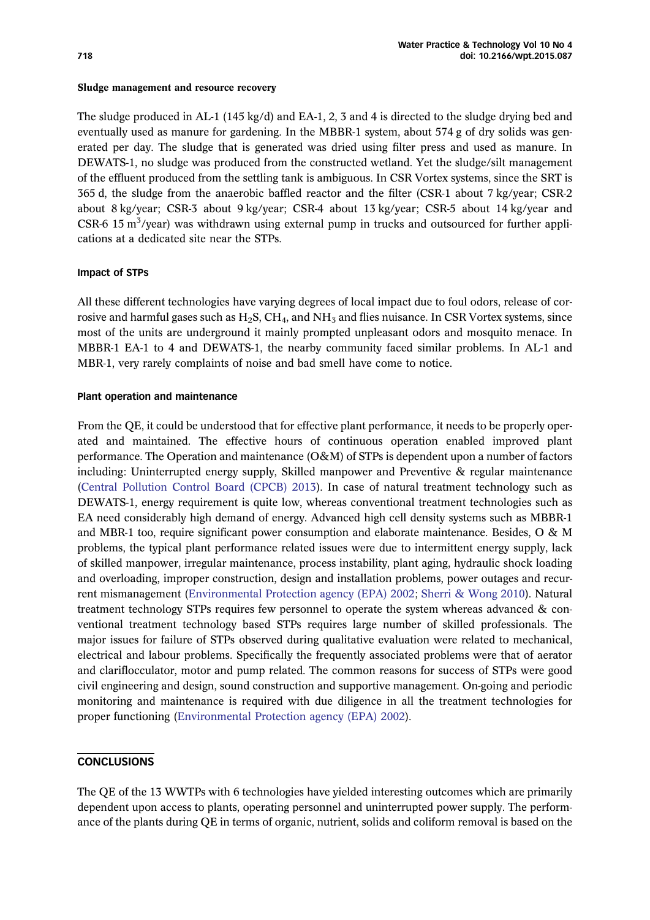#### Sludge management and resource recovery

The sludge produced in AL-1 (145 kg/d) and EA-1, 2, 3 and 4 is directed to the sludge drying bed and eventually used as manure for gardening. In the MBBR-1 system, about 574 g of dry solids was generated per day. The sludge that is generated was dried using filter press and used as manure. In DEWATS-1, no sludge was produced from the constructed wetland. Yet the sludge/silt management of the effluent produced from the settling tank is ambiguous. In CSR Vortex systems, since the SRT is 365 d, the sludge from the anaerobic baffled reactor and the filter (CSR-1 about 7 kg/year; CSR-2 about 8 kg/year; CSR-3 about 9 kg/year; CSR-4 about 13 kg/year; CSR-5 about 14 kg/year and CSR-6 15 $m^3$/year) was withdrawn using external pump in trucks and outsourced for further applications at a dedicated site near the STPs.

#### Impact of STPs

All these different technologies have varying degrees of local impact due to foul odors, release of corrosive and harmful gases such as $H_2S$, $CH_4$, and $NH_3$ and flies nuisance. In CSR Vortex systems, since most of the units are underground it mainly prompted unpleasant odors and mosquito menace. In MBBR-1 EA-1 to 4 and DEWATS-1, the nearby community faced similar problems. In AL-1 and MBR-1, very rarely complaints of noise and bad smell have come to notice.

#### Plant operation and maintenance

From the QE, it could be understood that for effective plant performance, it needs to be properly operated and maintained. The effective hours of continuous operation enabled improved plant performance. The Operation and maintenance (O&M) of STPs is dependent upon a number of factors including: Uninterrupted energy supply, Skilled manpower and Preventive & regular maintenance (Central Pollution Control Board (CPCB) 2013). In case of natural treatment technology such as DEWATS-1, energy requirement is quite low, whereas conventional treatment technologies such as EA need considerably high demand of energy. Advanced high cell density systems such as MBBR-1 and MBR-1 too, require significant power consumption and elaborate maintenance. Besides, O & M problems, the typical plant performance related issues were due to intermittent energy supply, lack of skilled manpower, irregular maintenance, process instability, plant aging, hydraulic shock loading and overloading, improper construction, design and installation problems, power outages and recurrent mismanagement (Environmental Protection agency (EPA) 2002; Sherri & Wong 2010). Natural treatment technology STPs requires few personnel to operate the system whereas advanced & conventional treatment technology based STPs requires large number of skilled professionals. The major issues for failure of STPs observed during qualitative evaluation were related to mechanical, electrical and labour problems. Specifically the frequently associated problems were that of aerator and clariflocculator, motor and pump related. The common reasons for success of STPs were good civil engineering and design, sound construction and supportive management. On-going and periodic monitoring and maintenance is required with due diligence in all the treatment technologies for proper functioning (Environmental Protection agency (EPA) 2002).

## CONCLUSIONS

The QE of the 13 WWTPs with 6 technologies have yielded interesting outcomes which are primarily dependent upon access to plants, operating personnel and uninterrupted power supply. The performance of the plants during QE in terms of organic, nutrient, solids and coliform removal is based on the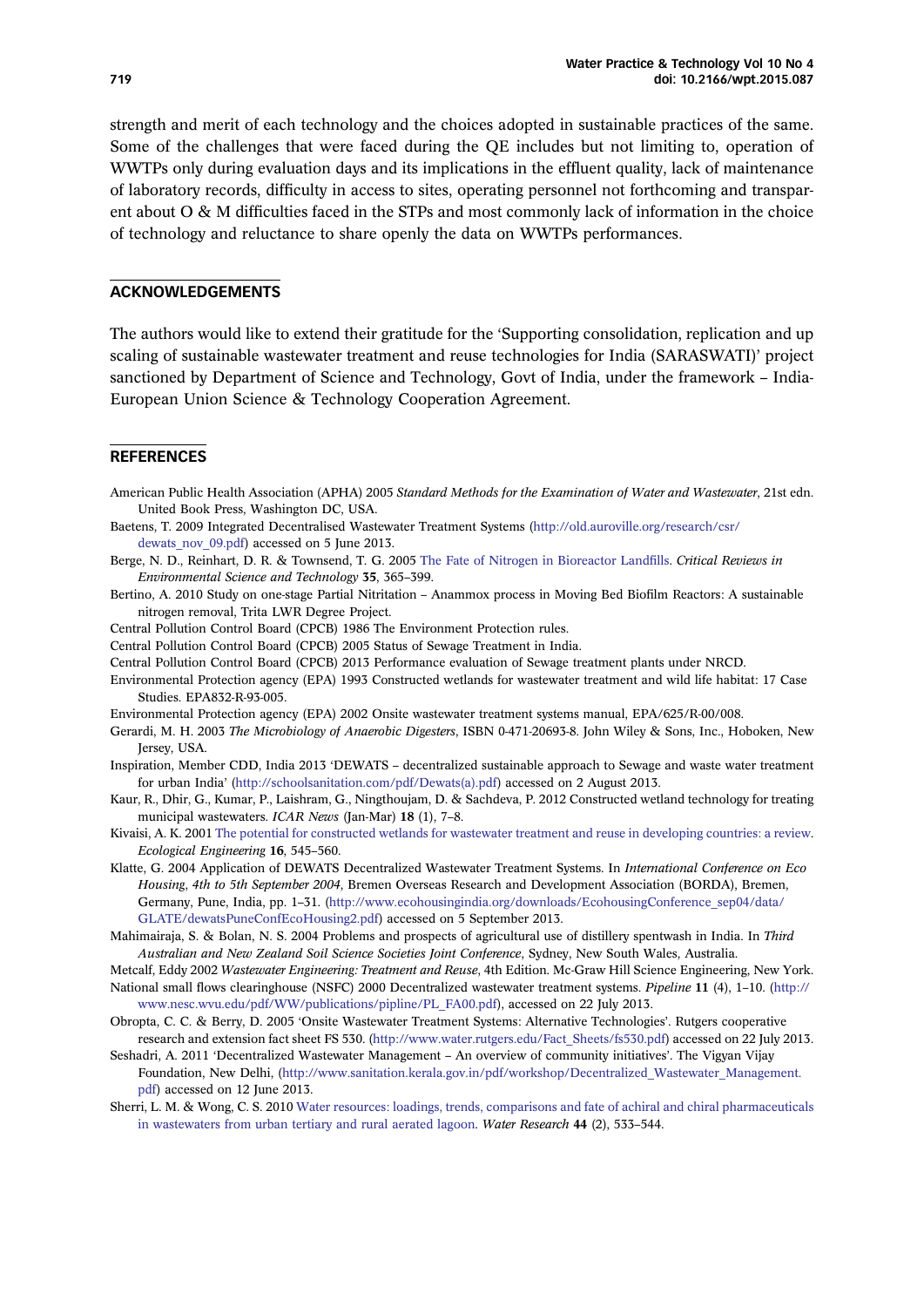strength and merit of each technology and the choices adopted in sustainable practices of the same. Some of the challenges that were faced during the QE includes but not limiting to, operation of WWTPs only during evaluation days and its implications in the effluent quality, lack of maintenance of laboratory records, difficulty in access to sites, operating personnel not forthcoming and transparent about O & M difficulties faced in the STPs and most commonly lack of information in the choice of technology and reluctance to share openly the data on WWTPs performances.

## ACKNOWLEDGEMENTS

The authors would like to extend their gratitude for the 'Supporting consolidation, replication and up scaling of sustainable wastewater treatment and reuse technologies for India (SARASWATI)' project sanctioned by Department of Science and Technology, Govt of India, under the framework – India-European Union Science & Technology Cooperation Agreement.

## REFERENCES

American Public Health Association (APHA) 2005 *Standard Methods for the Examination of Water and Wastewater*, 21st edn. United Book Press, Washington DC, USA.

Baetens, T. 2009 Integrated Decentralised Wastewater Treatment Systems (http://old.auroville.org/research/csr/dewats_nov_09.pdf) accessed on 5 June 2013.

Berge, N. D., Reinhart, D. R. & Townsend, T. G. 2005 The Fate of Nitrogen in Bioreactor Landfills. *Critical Reviews in Environmental Science and Technology* **35**, 365–399.

Bertino, A. 2010 Study on one-stage Partial Nitritation – Anammox process in Moving Bed Biofilm Reactors: A sustainable nitrogen removal, Trita LWR Degree Project.

Central Pollution Control Board (CPCB) 1986 The Environment Protection rules.

Central Pollution Control Board (CPCB) 2005 Status of Sewage Treatment in India.

Central Pollution Control Board (CPCB) 2013 Performance evaluation of Sewage treatment plants under NRCD.

Environmental Protection agency (EPA) 1993 Constructed wetlands for wastewater treatment and wild life habitat: 17 Case Studies. EPA832-R-93-005.

Environmental Protection agency (EPA) 2002 Onsite wastewater treatment systems manual, EPA/625/R-00/008.

Gerardi, M. H. 2003 *The Microbiology of Anaerobic Digesters*, ISBN 0-471-20693-8. John Wiley & Sons, Inc., Hoboken, New Jersey, USA.

Inspiration, Member CDD, India 2013 'DEWATS – decentralized sustainable approach to Sewage and waste water treatment for urban India' (http://schoolsanitation.com/pdf/Dewats(a).pdf) accessed on 2 August 2013.

Kaur, R., Dhir, G., Kumar, P., Laishram, G., Ningthoujam, D. & Sachdeva, P. 2012 Constructed wetland technology for treating municipal wastewaters. *ICAR News* (Jan-Mar) **18** (1), 7–8.

Kivaisi, A. K. 2001 The potential for constructed wetlands for wastewater treatment and reuse in developing countries: a review. *Ecological Engineering* **16**, 545–560.

Klatte, G. 2004 Application of DEWATS Decentralized Wastewater Treatment Systems. In *International Conference on Eco Housing, 4th to 5th September 2004*, Bremen Overseas Research and Development Association (BORDA), Bremen, Germany, Pune, India, pp. 1–31. (http://www.ecohousingindia.org/downloads/EcohousingConference_sep04/data/GLATE/dewatsPuneConfEcoHousing2.pdf) accessed on 5 September 2013.

Mahimairaja, S. & Bolan, N. S. 2004 Problems and prospects of agricultural use of distillery spentwash in India. In *Third Australian and New Zealand Soil Science Societies Joint Conference*, Sydney, New South Wales, Australia.

Metcalf, Eddy 2002 *Wastewater Engineering: Treatment and Reuse*, 4th Edition. Mc-Graw Hill Science Engineering, New York.

National small flows clearinghouse (NSFC) 2000 Decentralized wastewater treatment systems. *Pipeline* **11** (4), 1–10. (http://www.nesc.wvu.edu/pdf/WW/publications/pipline/PL_FA00.pdf), accessed on 22 July 2013.

Obropta, C. C. & Berry, D. 2005 'Onsite Wastewater Treatment Systems: Alternative Technologies'. Rutgers cooperative research and extension fact sheet FS 530. (http://www.water.rutgers.edu/Fact_Sheets/fs530.pdf) accessed on 22 July 2013.

Seshadri, A. 2011 'Decentralized Wastewater Management – An overview of community initiatives'. The Vigyan Vijay Foundation, New Delhi, (http://www.sanitation.kerala.gov.in/pdf/workshop/Decentralized_Wastewater_Management.pdf) accessed on 12 June 2013.

Sherri, L. M. & Wong, C. S. 2010 Water resources: loadings, trends, comparisons and fate of achiral and chiral pharmaceuticals in wastewaters from urban tertiary and rural aerated lagoon. *Water Research* **44** (2), 533–544.